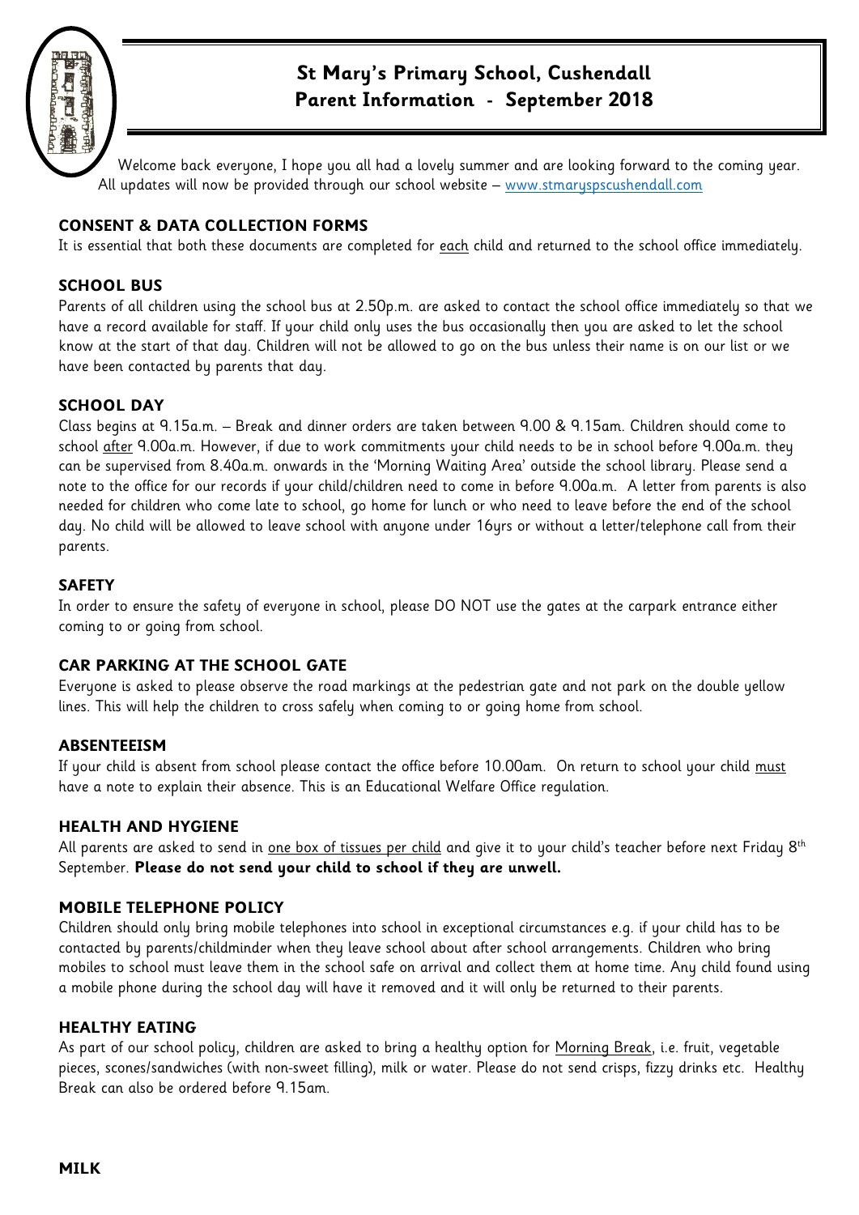# St Mary's Primary School, Cushendall
## Parent Information - September 2018

Welcome back everyone, I hope you all had a lovely summer and are looking forward to the coming year. All updates will now be provided through our school website – www.stmaryspscushendall.com

### CONSENT & DATA COLLECTION FORMS

It is essential that both these documents are completed for each child and returned to the school office immediately.

### SCHOOL BUS

Parents of all children using the school bus at 2.50p.m. are asked to contact the school office immediately so that we have a record available for staff. If your child only uses the bus occasionally then you are asked to let the school know at the start of that day. Children will not be allowed to go on the bus unless their name is on our list or we have been contacted by parents that day.

### SCHOOL DAY

Class begins at 9.15a.m. – Break and dinner orders are taken between 9.00 & 9.15am. Children should come to school after 9.00a.m. However, if due to work commitments your child needs to be in school before 9.00a.m. they can be supervised from 8.40a.m. onwards in the 'Morning Waiting Area' outside the school library. Please send a note to the office for our records if your child/children need to come in before 9.00a.m. A letter from parents is also needed for children who come late to school, go home for lunch or who need to leave before the end of the school day. No child will be allowed to leave school with anyone under 16yrs or without a letter/telephone call from their parents.

### SAFETY

In order to ensure the safety of everyone in school, please DO NOT use the gates at the carpark entrance either coming to or going from school.

### CAR PARKING AT THE SCHOOL GATE

Everyone is asked to please observe the road markings at the pedestrian gate and not park on the double yellow lines. This will help the children to cross safely when coming to or going home from school.

### ABSENTEEISM

If your child is absent from school please contact the office before 10.00am. On return to school your child must have a note to explain their absence. This is an Educational Welfare Office regulation.

### HEALTH AND HYGIENE

All parents are asked to send in one box of tissues per child and give it to your child's teacher before next Friday 8th September. **Please do not send your child to school if they are unwell.**

### MOBILE TELEPHONE POLICY

Children should only bring mobile telephones into school in exceptional circumstances e.g. if your child has to be contacted by parents/childminder when they leave school about after school arrangements. Children who bring mobiles to school must leave them in the school safe on arrival and collect them at home time. Any child found using a mobile phone during the school day will have it removed and it will only be returned to their parents.

### HEALTHY EATING

As part of our school policy, children are asked to bring a healthy option for Morning Break, i.e. fruit, vegetable pieces, scones/sandwiches (with non-sweet filling), milk or water. Please do not send crisps, fizzy drinks etc. Healthy Break can also be ordered before 9.15am.

### MILK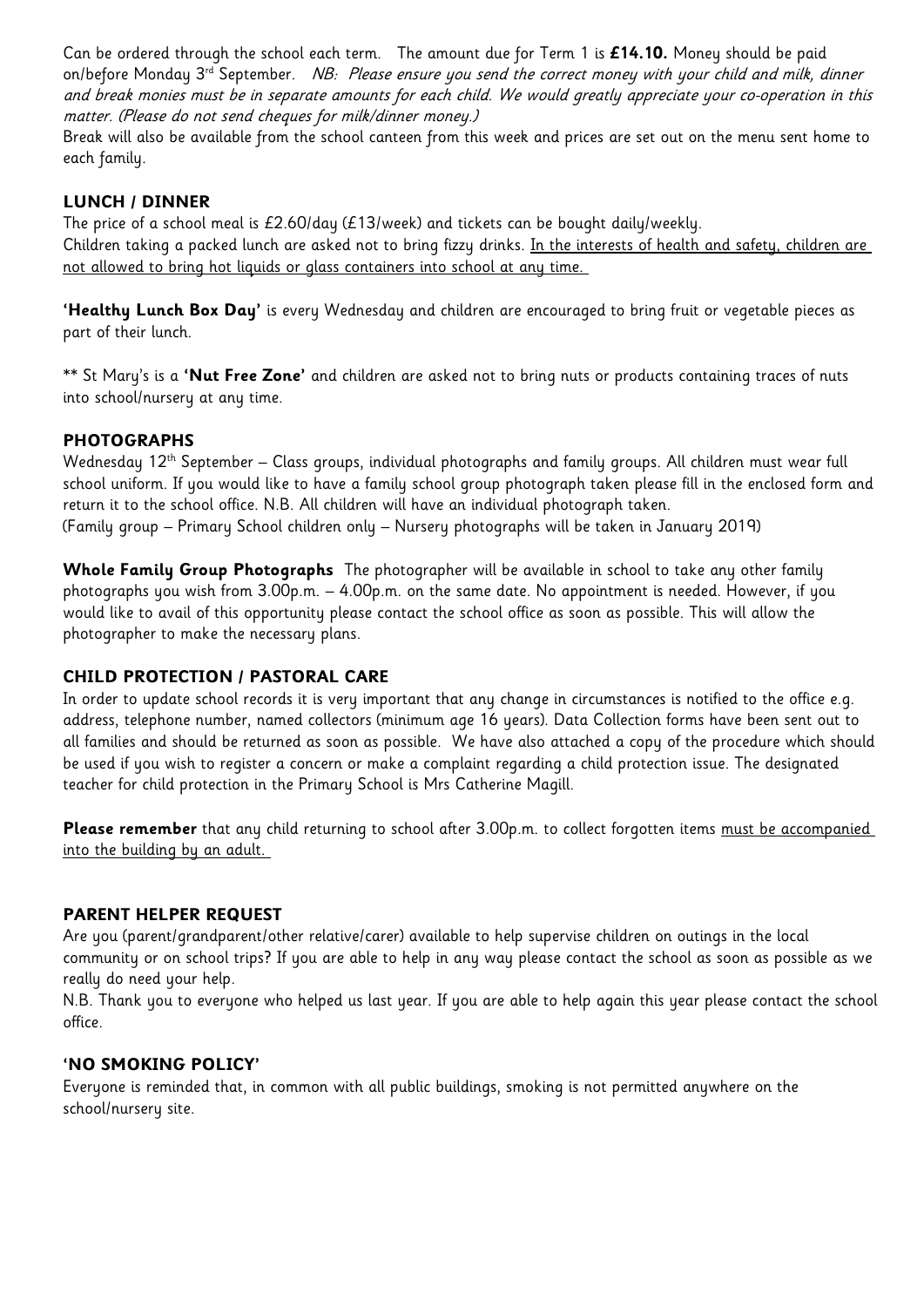Can be ordered through the school each term. The amount due for Term 1 is **£14.10.** Money should be paid on/before Monday 3rd September. *NB: Please ensure you send the correct money with your child and milk, dinner and break monies must be in separate amounts for each child. We would greatly appreciate your co-operation in this matter. (Please do not send cheques for milk/dinner money.)*

Break will also be available from the school canteen from this week and prices are set out on the menu sent home to each family.

## LUNCH / DINNER

The price of a school meal is £2.60/day (£13/week) and tickets can be bought daily/weekly.
Children taking a packed lunch are asked not to bring fizzy drinks. In the interests of health and safety, children are not allowed to bring hot liquids or glass containers into school at any time.

**'Healthy Lunch Box Day'** is every Wednesday and children are encouraged to bring fruit or vegetable pieces as part of their lunch.

** St Mary's is a **'Nut Free Zone'** and children are asked not to bring nuts or products containing traces of nuts into school/nursery at any time.

## PHOTOGRAPHS

Wednesday 12th September – Class groups, individual photographs and family groups. All children must wear full school uniform. If you would like to have a family school group photograph taken please fill in the enclosed form and return it to the school office. N.B. All children will have an individual photograph taken.
(Family group – Primary School children only – Nursery photographs will be taken in January 2019)

**Whole Family Group Photographs** The photographer will be available in school to take any other family photographs you wish from 3.00p.m. – 4.00p.m. on the same date. No appointment is needed. However, if you would like to avail of this opportunity please contact the school office as soon as possible. This will allow the photographer to make the necessary plans.

## CHILD PROTECTION / PASTORAL CARE

In order to update school records it is very important that any change in circumstances is notified to the office e.g. address, telephone number, named collectors (minimum age 16 years). Data Collection forms have been sent out to all families and should be returned as soon as possible. We have also attached a copy of the procedure which should be used if you wish to register a concern or make a complaint regarding a child protection issue. The designated teacher for child protection in the Primary School is Mrs Catherine Magill.

**Please remember** that any child returning to school after 3.00p.m. to collect forgotten items must be accompanied into the building by an adult.

## PARENT HELPER REQUEST

Are you (parent/grandparent/other relative/carer) available to help supervise children on outings in the local community or on school trips? If you are able to help in any way please contact the school as soon as possible as we really do need your help.

N.B. Thank you to everyone who helped us last year. If you are able to help again this year please contact the school office.

## 'NO SMOKING POLICY'

Everyone is reminded that, in common with all public buildings, smoking is not permitted anywhere on the school/nursery site.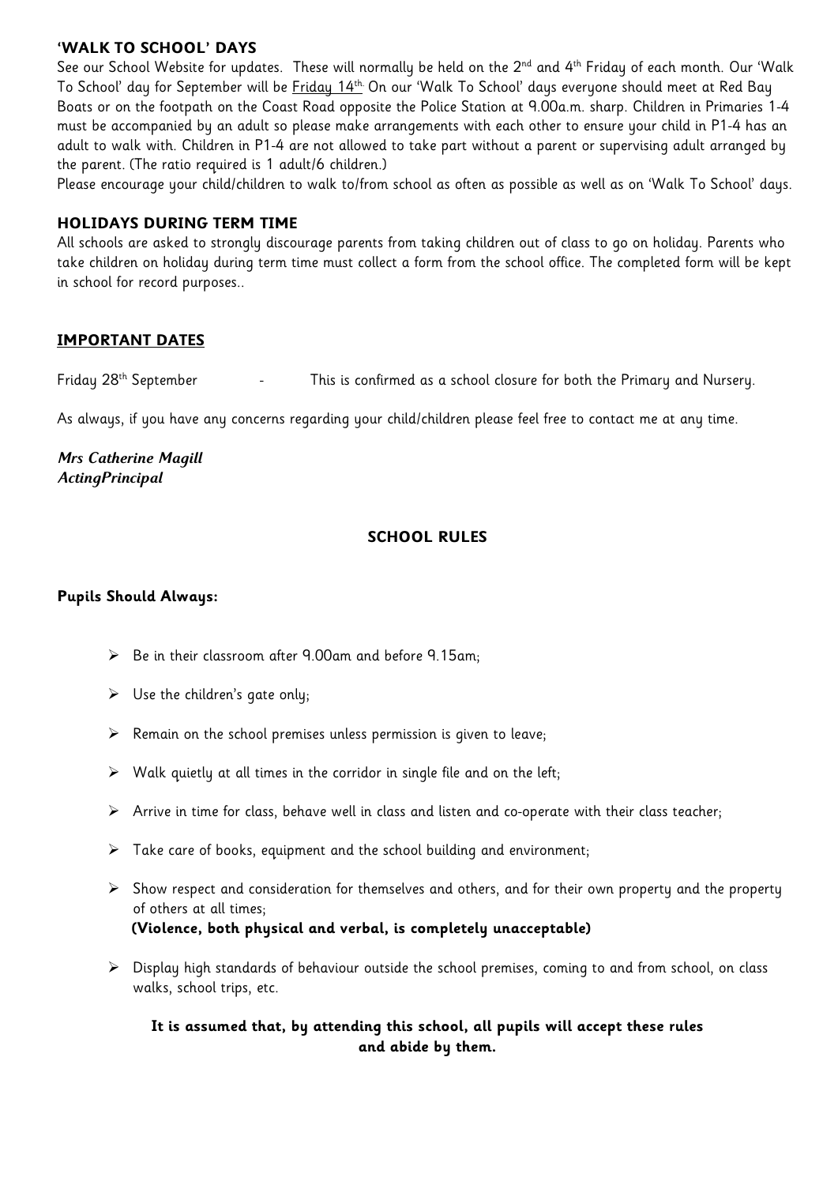## 'WALK TO SCHOOL' DAYS

See our School Website for updates. These will normally be held on the 2nd and 4th Friday of each month. Our 'Walk To School' day for September will be Friday 14th. On our 'Walk To School' days everyone should meet at Red Bay Boats or on the footpath on the Coast Road opposite the Police Station at 9.00a.m. sharp. Children in Primaries 1-4 must be accompanied by an adult so please make arrangements with each other to ensure your child in P1-4 has an adult to walk with. Children in P1-4 are not allowed to take part without a parent or supervising adult arranged by the parent. (The ratio required is 1 adult/6 children.)

Please encourage your child/children to walk to/from school as often as possible as well as on 'Walk To School' days.

## HOLIDAYS DURING TERM TIME

All schools are asked to strongly discourage parents from taking children out of class to go on holiday. Parents who take children on holiday during term time must collect a form from the school office. The completed form will be kept in school for record purposes..

## IMPORTANT DATES

Friday 28th September - This is confirmed as a school closure for both the Primary and Nursery.

As always, if you have any concerns regarding your child/children please feel free to contact me at any time.

***Mrs Catherine Magill***
***ActingPrincipal***

## SCHOOL RULES

**Pupils Should Always:**

- Be in their classroom after 9.00am and before 9.15am;
- Use the children's gate only;
- Remain on the school premises unless permission is given to leave;
- Walk quietly at all times in the corridor in single file and on the left;
- Arrive in time for class, behave well in class and listen and co-operate with their class teacher;
- Take care of books, equipment and the school building and environment;
- Show respect and consideration for themselves and others, and for their own property and the property of others at all times;
  **(Violence, both physical and verbal, is completely unacceptable)**
- Display high standards of behaviour outside the school premises, coming to and from school, on class walks, school trips, etc.

**It is assumed that, by attending this school, all pupils will accept these rules and abide by them.**